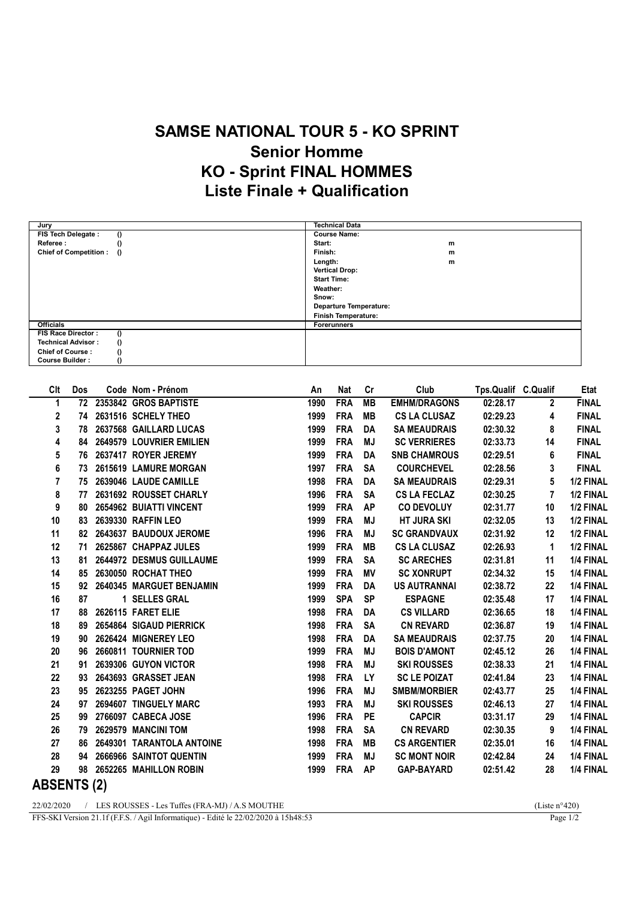# SAMSE NATIONAL TOUR 5 - KO SPRINT
## Senior Homme
## KO - Sprint FINAL HOMMES
## Liste Finale + Qualification

| Jury | | Technical Data | |
|---|---|---|---|
| FIS Tech Delegate : | () | Course Name: | |
| Referee : | () | Start: | m |
| Chief of Competition : | () | Finish: | m |
| | | Length: | m |
| | | Vertical Drop: | |
| | | Start Time: | |
| | | Weather: | |
| | | Snow: | |
| | | Departure Temperature: | |
| | | Finish Temperature: | |
| **Officials** | | **Forerunners** | |
| FIS Race Director : | () | | |
| Technical Advisor : | () | | |
| Chief of Course : | () | | |
| Course Builder : | () | | |

| Clt | Dos | Code | Nom - Prénom | An | Nat | Cr | Club | Tps.Qualif | C.Qualif | Etat |
|---|---|---|---|---|---|---|---|---|---|---|
| 1 | 72 | 2353842 | GROS BAPTISTE | 1990 | FRA | MB | EMHM/DRAGONS | 02:28.17 | 2 | FINAL |
| 2 | 74 | 2631516 | SCHELY THEO | 1999 | FRA | MB | CS LA CLUSAZ | 02:29.23 | 4 | FINAL |
| 3 | 78 | 2637568 | GAILLARD LUCAS | 1999 | FRA | DA | SA MEAUDRAIS | 02:30.32 | 8 | FINAL |
| 4 | 84 | 2649579 | LOUVRIER EMILIEN | 1999 | FRA | MJ | SC VERRIERES | 02:33.73 | 14 | FINAL |
| 5 | 76 | 2637417 | ROYER JEREMY | 1999 | FRA | DA | SNB CHAMROUS | 02:29.51 | 6 | FINAL |
| 6 | 73 | 2615619 | LAMURE MORGAN | 1997 | FRA | SA | COURCHEVEL | 02:28.56 | 3 | FINAL |
| 7 | 75 | 2639046 | LAUDE CAMILLE | 1998 | FRA | DA | SA MEAUDRAIS | 02:29.31 | 5 | 1/2 FINAL |
| 8 | 77 | 2631692 | ROUSSET CHARLY | 1996 | FRA | SA | CS LA FECLAZ | 02:30.25 | 7 | 1/2 FINAL |
| 9 | 80 | 2654962 | BUIATTI VINCENT | 1999 | FRA | AP | CO DEVOLUY | 02:31.77 | 10 | 1/2 FINAL |
| 10 | 83 | 2639330 | RAFFIN LEO | 1999 | FRA | MJ | HT JURA SKI | 02:32.05 | 13 | 1/2 FINAL |
| 11 | 82 | 2643637 | BAUDOUX JEROME | 1996 | FRA | MJ | SC GRANDVAUX | 02:31.92 | 12 | 1/2 FINAL |
| 12 | 71 | 2625867 | CHAPPAZ JULES | 1999 | FRA | MB | CS LA CLUSAZ | 02:26.93 | 1 | 1/2 FINAL |
| 13 | 81 | 2644972 | DESMUS GUILLAUME | 1999 | FRA | SA | SC ARECHES | 02:31.81 | 11 | 1/4 FINAL |
| 14 | 85 | 2630050 | ROCHAT THEO | 1999 | FRA | MV | SC XONRUPT | 02:34.32 | 15 | 1/4 FINAL |
| 15 | 92 | 2640345 | MARGUET BENJAMIN | 1999 | FRA | DA | US AUTRANNAI | 02:38.72 | 22 | 1/4 FINAL |
| 16 | 87 | 1 | SELLES GRAL | 1999 | SPA | SP | ESPAGNE | 02:35.48 | 17 | 1/4 FINAL |
| 17 | 88 | 2626115 | FARET ELIE | 1998 | FRA | DA | CS VILLARD | 02:36.65 | 18 | 1/4 FINAL |
| 18 | 89 | 2654864 | SIGAUD PIERRICK | 1998 | FRA | SA | CN REVARD | 02:36.87 | 19 | 1/4 FINAL |
| 19 | 90 | 2626424 | MIGNEREY LEO | 1998 | FRA | DA | SA MEAUDRAIS | 02:37.75 | 20 | 1/4 FINAL |
| 20 | 96 | 2660811 | TOURNIER TOD | 1999 | FRA | MJ | BOIS D'AMONT | 02:45.12 | 26 | 1/4 FINAL |
| 21 | 91 | 2639306 | GUYON VICTOR | 1998 | FRA | MJ | SKI ROUSSES | 02:38.33 | 21 | 1/4 FINAL |
| 22 | 93 | 2643693 | GRASSET JEAN | 1998 | FRA | LY | SC LE POIZAT | 02:41.84 | 23 | 1/4 FINAL |
| 23 | 95 | 2623255 | PAGET JOHN | 1996 | FRA | MJ | SMBM/MORBIER | 02:43.77 | 25 | 1/4 FINAL |
| 24 | 97 | 2694607 | TINGUELY MARC | 1993 | FRA | MJ | SKI ROUSSES | 02:46.13 | 27 | 1/4 FINAL |
| 25 | 99 | 2766097 | CABECA JOSE | 1996 | FRA | PE | CAPCIR | 03:31.17 | 29 | 1/4 FINAL |
| 26 | 79 | 2629579 | MANCINI TOM | 1998 | FRA | SA | CN REVARD | 02:30.35 | 9 | 1/4 FINAL |
| 27 | 86 | 2649301 | TARANTOLA ANTOINE | 1998 | FRA | MB | CS ARGENTIER | 02:35.01 | 16 | 1/4 FINAL |
| 28 | 94 | 2666966 | SAINTOT QUENTIN | 1999 | FRA | MJ | SC MONT NOIR | 02:42.84 | 24 | 1/4 FINAL |
| 29 | 98 | 2652265 | MAHILLON ROBIN | 1999 | FRA | AP | GAP-BAYARD | 02:51.42 | 28 | 1/4 FINAL |

## ABSENTS (2)

22/02/2020 / LES ROUSSES - Les Tuffes (FRA-MJ) / A.S MOUTHE (Liste n°420)

FFS-SKI Version 21.1f (F.F.S. / Agil Informatique) - Edité le 22/02/2020 à 15h48:53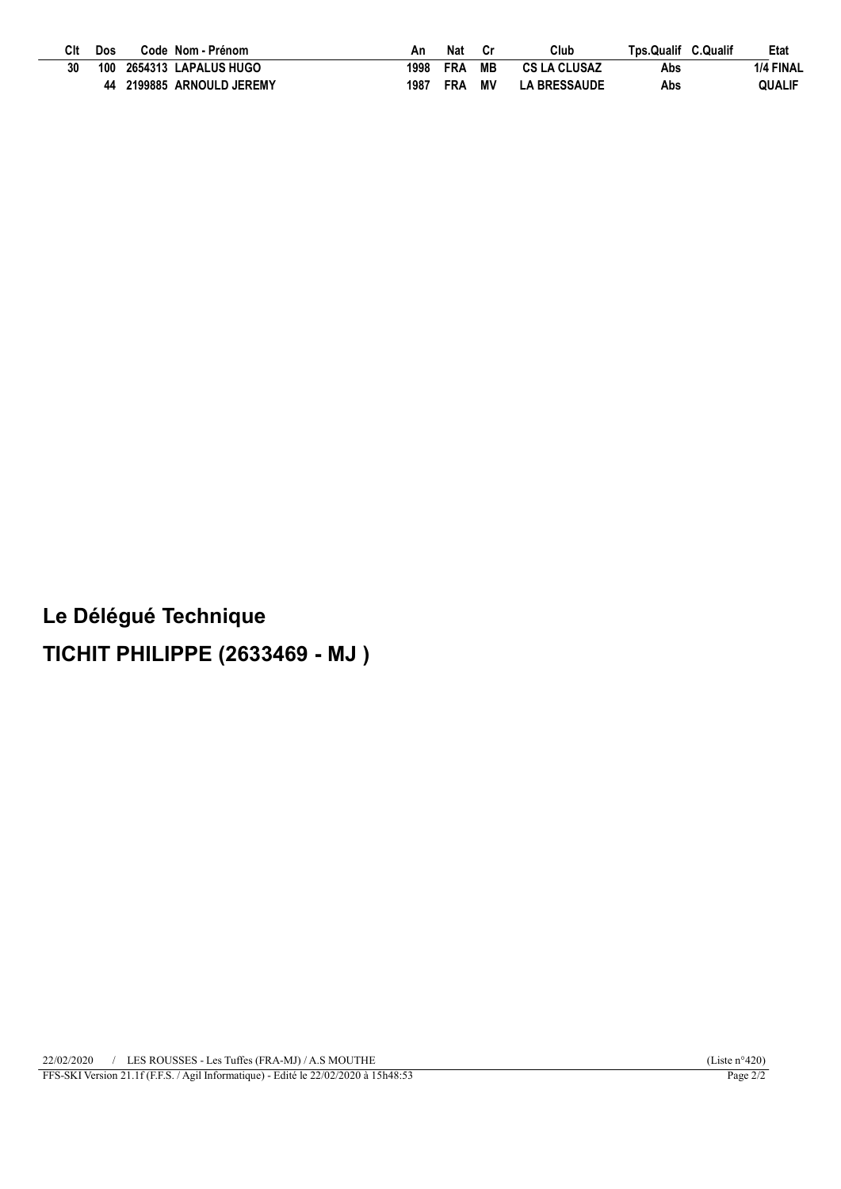| Clt | Dos | Code | Nom - Prénom | An | Nat | Cr | Club | Tps.Qualif | C.Qualif | Etat |
|---|---|---|---|---|---|---|---|---|---|---|
| 30 | 100 | 2654313 | LAPALUS HUGO | 1998 | FRA | MB | CS LA CLUSAZ | Abs | | 1/4 FINAL |
| | 44 | 2199885 | ARNOULD JEREMY | 1987 | FRA | MV | LA BRESSAUDE | Abs | | QUALIF |

**Le Délégué Technique**

**TICHIT PHILIPPE (2633469 - MJ )**

22/02/2020 / LES ROUSSES - Les Tuffes (FRA-MJ) / A.S MOUTHE (Liste n°420)

FFS-SKI Version 21.1f (F.F.S. / Agil Informatique) - Edité le 22/02/2020 à 15h48:53